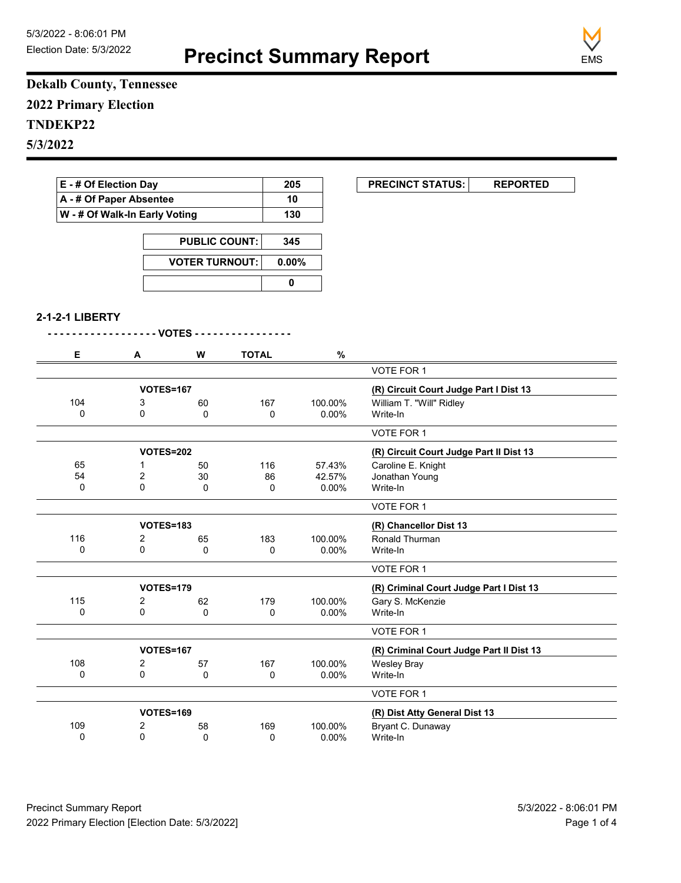# Precinct Summary Report

5/3/2022 - 8:06:01 PM
Election Date: 5/3/2022

**Dekalb County, Tennessee**
**2022 Primary Election**
**TNDEKP22**
**5/3/2022**

| E - # Of Election Day | 205 |
|---|---|
| A - # Of Paper Absentee | 10 |
| W - # Of Walk-In Early Voting | 130 |

| PUBLIC COUNT: | 345 |
|---|---|
| VOTER TURNOUT: | 0.00% |
| | 0 |

| PRECINCT STATUS: | REPORTED |
|---|---|

### 2-1-2-1 LIBERTY

- - - - - - - - - - - - - - - - - VOTES - - - - - - - - - - - - - - -

| E | A | W | TOTAL | % | |
|---|---|---|---|---|---|
| | | | | | VOTE FOR 1 |
| | VOTES=167 | | | | **(R) Circuit Court Judge Part I Dist 13** |
| 104 | 3 | 60 | 167 | 100.00% | William T. "Will" Ridley |
| 0 | 0 | 0 | 0 | 0.00% | Write-In |
| | | | | | VOTE FOR 1 |
| | VOTES=202 | | | | **(R) Circuit Court Judge Part II Dist 13** |
| 65 | 1 | 50 | 116 | 57.43% | Caroline E. Knight |
| 54 | 2 | 30 | 86 | 42.57% | Jonathan Young |
| 0 | 0 | 0 | 0 | 0.00% | Write-In |
| | | | | | VOTE FOR 1 |
| | VOTES=183 | | | | **(R) Chancellor Dist 13** |
| 116 | 2 | 65 | 183 | 100.00% | Ronald Thurman |
| 0 | 0 | 0 | 0 | 0.00% | Write-In |
| | | | | | VOTE FOR 1 |
| | VOTES=179 | | | | **(R) Criminal Court Judge Part I Dist 13** |
| 115 | 2 | 62 | 179 | 100.00% | Gary S. McKenzie |
| 0 | 0 | 0 | 0 | 0.00% | Write-In |
| | | | | | VOTE FOR 1 |
| | VOTES=167 | | | | **(R) Criminal Court Judge Part II Dist 13** |
| 108 | 2 | 57 | 167 | 100.00% | Wesley Bray |
| 0 | 0 | 0 | 0 | 0.00% | Write-In |
| | | | | | VOTE FOR 1 |
| | VOTES=169 | | | | **(R) Dist Atty General Dist 13** |
| 109 | 2 | 58 | 169 | 100.00% | Bryant C. Dunaway |
| 0 | 0 | 0 | 0 | 0.00% | Write-In |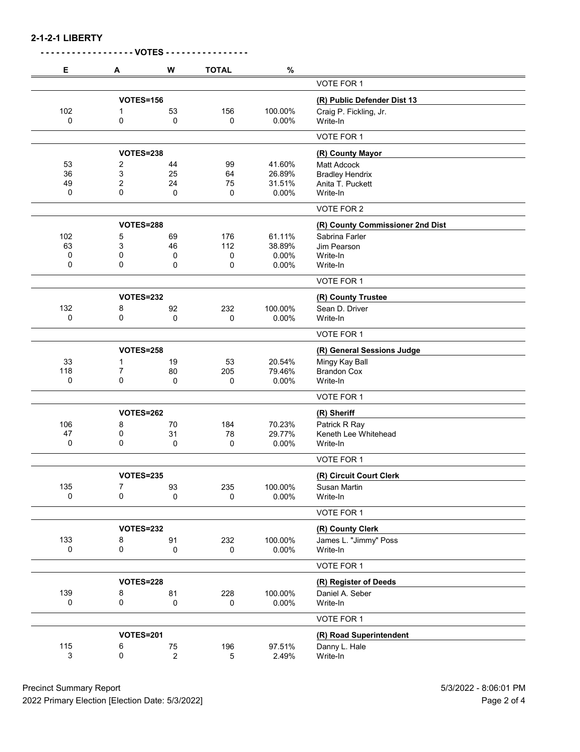## 2-1-2-1 LIBERTY

| E | A | W | TOTAL | % | |
|---|---|---|---|---|---|
| | | | | | VOTE FOR 1 |
| | VOTES=156 | | | | **(R) Public Defender Dist 13** |
| 102 | 1 | 53 | 156 | 100.00% | Craig P. Fickling, Jr. |
| 0 | 0 | 0 | 0 | 0.00% | Write-In |
| | | | | | VOTE FOR 1 |
| | VOTES=238 | | | | **(R) County Mayor** |
| 53 | 2 | 44 | 99 | 41.60% | Matt Adcock |
| 36 | 3 | 25 | 64 | 26.89% | Bradley Hendrix |
| 49 | 2 | 24 | 75 | 31.51% | Anita T. Puckett |
| 0 | 0 | 0 | 0 | 0.00% | Write-In |
| | | | | | VOTE FOR 2 |
| | VOTES=288 | | | | **(R) County Commissioner 2nd Dist** |
| 102 | 5 | 69 | 176 | 61.11% | Sabrina Farler |
| 63 | 3 | 46 | 112 | 38.89% | Jim Pearson |
| 0 | 0 | 0 | 0 | 0.00% | Write-In |
| 0 | 0 | 0 | 0 | 0.00% | Write-In |
| | | | | | VOTE FOR 1 |
| | VOTES=232 | | | | **(R) County Trustee** |
| 132 | 8 | 92 | 232 | 100.00% | Sean D. Driver |
| 0 | 0 | 0 | 0 | 0.00% | Write-In |
| | | | | | VOTE FOR 1 |
| | VOTES=258 | | | | **(R) General Sessions Judge** |
| 33 | 1 | 19 | 53 | 20.54% | Mingy Kay Ball |
| 118 | 7 | 80 | 205 | 79.46% | Brandon Cox |
| 0 | 0 | 0 | 0 | 0.00% | Write-In |
| | | | | | VOTE FOR 1 |
| | VOTES=262 | | | | **(R) Sheriff** |
| 106 | 8 | 70 | 184 | 70.23% | Patrick R Ray |
| 47 | 0 | 31 | 78 | 29.77% | Keneth Lee Whitehead |
| 0 | 0 | 0 | 0 | 0.00% | Write-In |
| | | | | | VOTE FOR 1 |
| | VOTES=235 | | | | **(R) Circuit Court Clerk** |
| 135 | 7 | 93 | 235 | 100.00% | Susan Martin |
| 0 | 0 | 0 | 0 | 0.00% | Write-In |
| | | | | | VOTE FOR 1 |
| | VOTES=232 | | | | **(R) County Clerk** |
| 133 | 8 | 91 | 232 | 100.00% | James L. "Jimmy" Poss |
| 0 | 0 | 0 | 0 | 0.00% | Write-In |
| | | | | | VOTE FOR 1 |
| | VOTES=228 | | | | **(R) Register of Deeds** |
| 139 | 8 | 81 | 228 | 100.00% | Daniel A. Seber |
| 0 | 0 | 0 | 0 | 0.00% | Write-In |
| | | | | | VOTE FOR 1 |
| | VOTES=201 | | | | **(R) Road Superintendent** |
| 115 | 6 | 75 | 196 | 97.51% | Danny L. Hale |
| 3 | 0 | 2 | 5 | 2.49% | Write-In |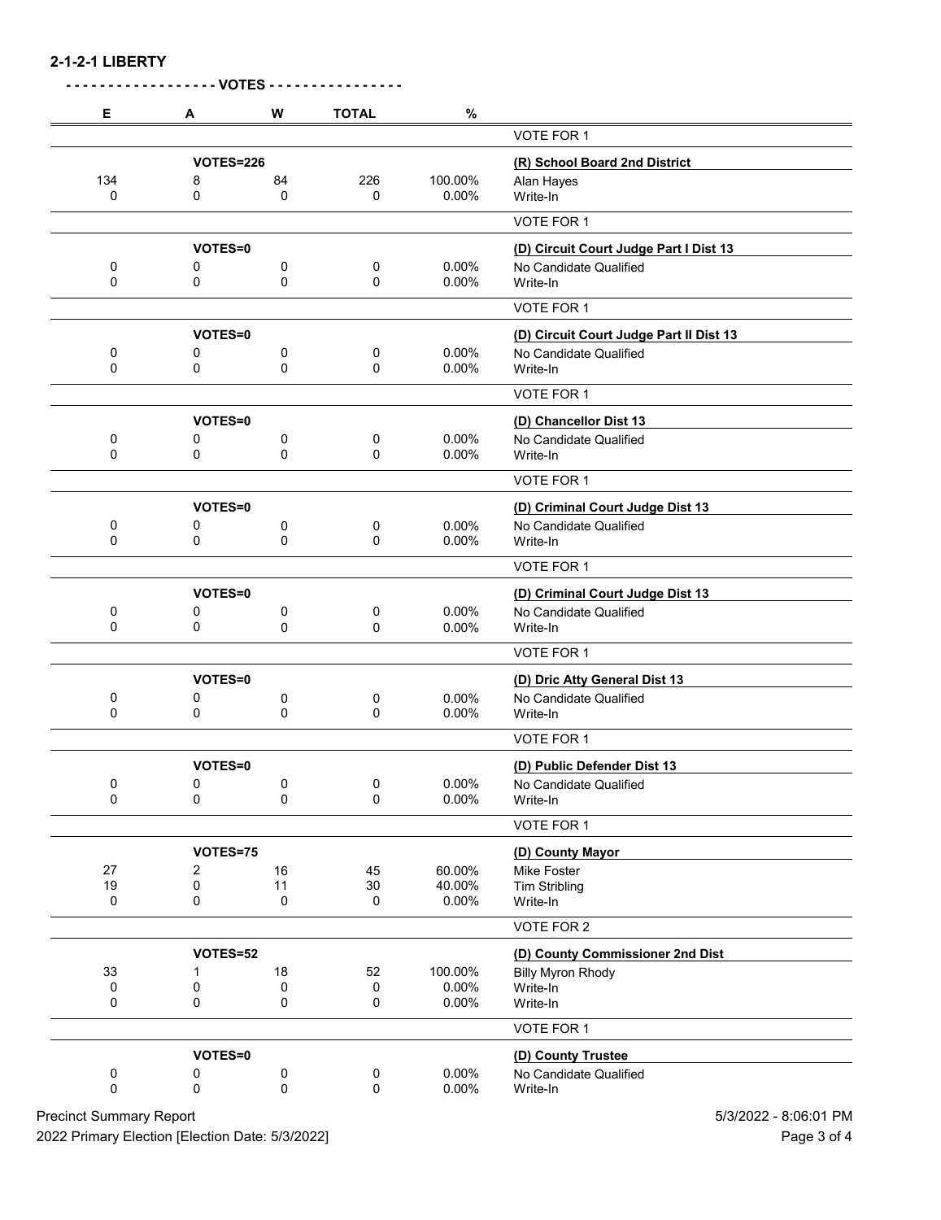## 2-1-2-1 LIBERTY

- - - - - - - - - - - - - - - - - - VOTES - - - - - - - - - - - - - - - -

| E | A | W | TOTAL | % | |
|---|---|---|---|---|---|
| | | | | | VOTE FOR 1 |
| | VOTES=226 | | | | **(R) School Board 2nd District** |
| 134 | 8 | 84 | 226 | 100.00% | Alan Hayes |
| 0 | 0 | 0 | 0 | 0.00% | Write-In |
| | | | | | VOTE FOR 1 |
| | VOTES=0 | | | | **(D) Circuit Court Judge Part I Dist 13** |
| 0 | 0 | 0 | 0 | 0.00% | No Candidate Qualified |
| 0 | 0 | 0 | 0 | 0.00% | Write-In |
| | | | | | VOTE FOR 1 |
| | VOTES=0 | | | | **(D) Circuit Court Judge Part II Dist 13** |
| 0 | 0 | 0 | 0 | 0.00% | No Candidate Qualified |
| 0 | 0 | 0 | 0 | 0.00% | Write-In |
| | | | | | VOTE FOR 1 |
| | VOTES=0 | | | | **(D) Chancellor Dist 13** |
| 0 | 0 | 0 | 0 | 0.00% | No Candidate Qualified |
| 0 | 0 | 0 | 0 | 0.00% | Write-In |
| | | | | | VOTE FOR 1 |
| | VOTES=0 | | | | **(D) Criminal Court Judge Dist 13** |
| 0 | 0 | 0 | 0 | 0.00% | No Candidate Qualified |
| 0 | 0 | 0 | 0 | 0.00% | Write-In |
| | | | | | VOTE FOR 1 |
| | VOTES=0 | | | | **(D) Criminal Court Judge Dist 13** |
| 0 | 0 | 0 | 0 | 0.00% | No Candidate Qualified |
| 0 | 0 | 0 | 0 | 0.00% | Write-In |
| | | | | | VOTE FOR 1 |
| | VOTES=0 | | | | **(D) Dric Atty General Dist 13** |
| 0 | 0 | 0 | 0 | 0.00% | No Candidate Qualified |
| 0 | 0 | 0 | 0 | 0.00% | Write-In |
| | | | | | VOTE FOR 1 |
| | VOTES=0 | | | | **(D) Public Defender Dist 13** |
| 0 | 0 | 0 | 0 | 0.00% | No Candidate Qualified |
| 0 | 0 | 0 | 0 | 0.00% | Write-In |
| | | | | | VOTE FOR 1 |
| | VOTES=75 | | | | **(D) County Mayor** |
| 27 | 2 | 16 | 45 | 60.00% | Mike Foster |
| 19 | 0 | 11 | 30 | 40.00% | Tim Stribling |
| 0 | 0 | 0 | 0 | 0.00% | Write-In |
| | | | | | VOTE FOR 2 |
| | VOTES=52 | | | | **(D) County Commissioner 2nd Dist** |
| 33 | 1 | 18 | 52 | 100.00% | Billy Myron Rhody |
| 0 | 0 | 0 | 0 | 0.00% | Write-In |
| 0 | 0 | 0 | 0 | 0.00% | Write-In |
| | | | | | VOTE FOR 1 |
| | VOTES=0 | | | | **(D) County Trustee** |
| 0 | 0 | 0 | 0 | 0.00% | No Candidate Qualified |
| 0 | 0 | 0 | 0 | 0.00% | Write-In |

Precinct Summary Report — 5/3/2022 - 8:06:01 PM

2022 Primary Election [Election Date: 5/3/2022]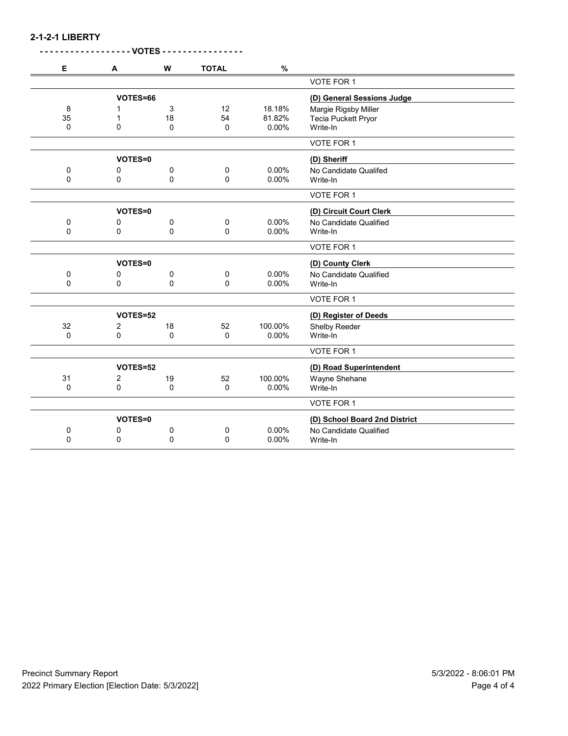## 2-1-2-1 LIBERTY

| E | A | W | TOTAL | % | VOTES |
|---|---|---|---|---|---|
| | | | | | VOTE FOR 1 |
| | VOTES=66 | | | | **(D) General Sessions Judge** |
| 8 | 1 | 3 | 12 | 18.18% | Margie Rigsby Miller |
| 35 | 1 | 18 | 54 | 81.82% | Tecia Puckett Pryor |
| 0 | 0 | 0 | 0 | 0.00% | Write-In |
| | | | | | VOTE FOR 1 |
| | VOTES=0 | | | | **(D) Sheriff** |
| 0 | 0 | 0 | 0 | 0.00% | No Candidate Qualifed |
| 0 | 0 | 0 | 0 | 0.00% | Write-In |
| | | | | | VOTE FOR 1 |
| | VOTES=0 | | | | **(D) Circuit Court Clerk** |
| 0 | 0 | 0 | 0 | 0.00% | No Candidate Qualified |
| 0 | 0 | 0 | 0 | 0.00% | Write-In |
| | | | | | VOTE FOR 1 |
| | VOTES=0 | | | | **(D) County Clerk** |
| 0 | 0 | 0 | 0 | 0.00% | No Candidate Qualified |
| 0 | 0 | 0 | 0 | 0.00% | Write-In |
| | | | | | VOTE FOR 1 |
| | VOTES=52 | | | | **(D) Register of Deeds** |
| 32 | 2 | 18 | 52 | 100.00% | Shelby Reeder |
| 0 | 0 | 0 | 0 | 0.00% | Write-In |
| | | | | | VOTE FOR 1 |
| | VOTES=52 | | | | **(D) Road Superintendent** |
| 31 | 2 | 19 | 52 | 100.00% | Wayne Shehane |
| 0 | 0 | 0 | 0 | 0.00% | Write-In |
| | | | | | VOTE FOR 1 |
| | VOTES=0 | | | | **(D) School Board 2nd District** |
| 0 | 0 | 0 | 0 | 0.00% | No Candidate Qualified |
| 0 | 0 | 0 | 0 | 0.00% | Write-In |

Precinct Summary Report
2022 Primary Election [Election Date: 5/3/2022]

5/3/2022 - 8:06:01 PM